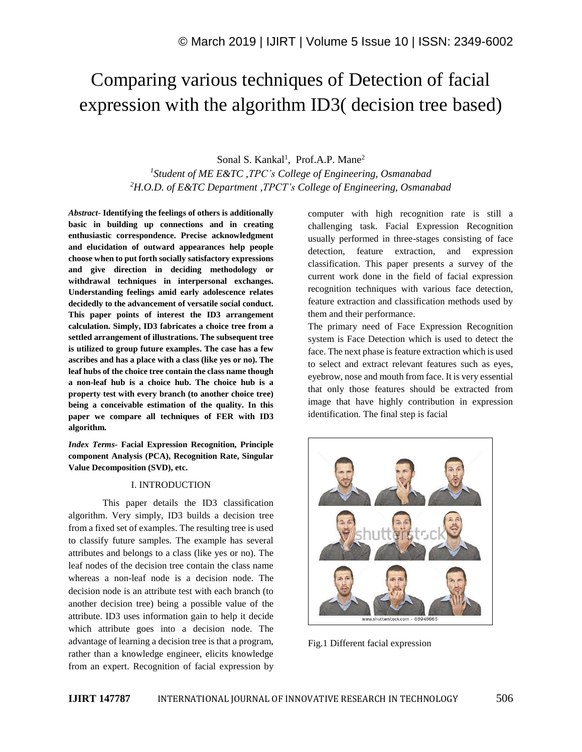# Comparing various techniques of Detection of facial expression with the algorithm ID3( decision tree based)

Sonal S. Kankal[1], Prof.A.P. Mane[2]

[1]*Student of ME E&TC ,TPC's College of Engineering, Osmanabad*
[2]*H.O.D. of E&TC Department ,TPCT's College of Engineering, Osmanabad*

***Abstract-*** **Identifying the feelings of others is additionally basic in building up connections and in creating enthusiastic correspondence. Precise acknowledgment and elucidation of outward appearances help people choose when to put forth socially satisfactory expressions and give direction in deciding methodology or withdrawal techniques in interpersonal exchanges. Understanding feelings amid early adolescence relates decidedly to the advancement of versatile social conduct. This paper points of interest the ID3 arrangement calculation. Simply, ID3 fabricates a choice tree from a settled arrangement of illustrations. The subsequent tree is utilized to group future examples. The case has a few ascribes and has a place with a class (like yes or no). The leaf hubs of the choice tree contain the class name though a non-leaf hub is a choice hub. The choice hub is a property test with every branch (to another choice tree) being a conceivable estimation of the quality. In this paper we compare all techniques of FER with ID3 algorithm.**

***Index Terms-*** **Facial Expression Recognition, Principle component Analysis (PCA), Recognition Rate, Singular Value Decomposition (SVD), etc.**

## I. INTRODUCTION

This paper details the ID3 classification algorithm. Very simply, ID3 builds a decision tree from a fixed set of examples. The resulting tree is used to classify future samples. The example has several attributes and belongs to a class (like yes or no). The leaf nodes of the decision tree contain the class name whereas a non-leaf node is a decision node. The decision node is an attribute test with each branch (to another decision tree) being a possible value of the attribute. ID3 uses information gain to help it decide which attribute goes into a decision node. The advantage of learning a decision tree is that a program, rather than a knowledge engineer, elicits knowledge from an expert. Recognition of facial expression by computer with high recognition rate is still a challenging task. Facial Expression Recognition usually performed in three-stages consisting of face detection, feature extraction, and expression classification. This paper presents a survey of the current work done in the field of facial expression recognition techniques with various face detection, feature extraction and classification methods used by them and their performance.

The primary need of Face Expression Recognition system is Face Detection which is used to detect the face. The next phase is feature extraction which is used to select and extract relevant features such as eyes, eyebrow, nose and mouth from face. It is very essential that only those features should be extracted from image that have highly contribution in expression identification. The final step is facial

Fig.1 Different facial expression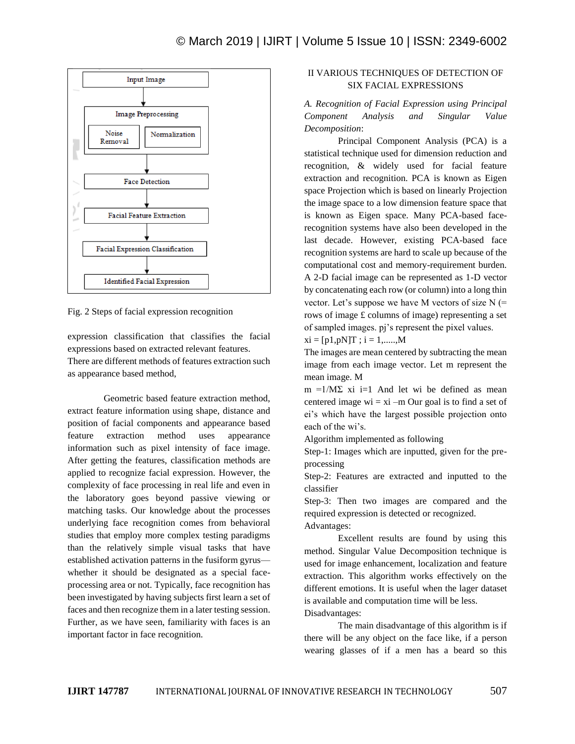Input Image

Image Preprocessing

Noise Removal

Normalization

Face Detection

Facial Feature Extraction

Facial Expression Classification

Identified Facial Expression

Fig. 2 Steps of facial expression recognition

expression classification that classifies the facial expressions based on extracted relevant features.

There are different methods of features extraction such as appearance based method,

Geometric based feature extraction method, extract feature information using shape, distance and position of facial components and appearance based feature extraction method uses appearance information such as pixel intensity of face image. After getting the features, classification methods are applied to recognize facial expression. However, the complexity of face processing in real life and even in the laboratory goes beyond passive viewing or matching tasks. Our knowledge about the processes underlying face recognition comes from behavioral studies that employ more complex testing paradigms than the relatively simple visual tasks that have established activation patterns in the fusiform gyrus—whether it should be designated as a special face-processing area or not. Typically, face recognition has been investigated by having subjects first learn a set of faces and then recognize them in a later testing session. Further, as we have seen, familiarity with faces is an important factor in face recognition.

## II VARIOUS TECHNIQUES OF DETECTION OF SIX FACIAL EXPRESSIONS

*A. Recognition of Facial Expression using Principal Component Analysis and Singular Value Decomposition*:

Principal Component Analysis (PCA) is a statistical technique used for dimension reduction and recognition, & widely used for facial feature extraction and recognition. PCA is known as Eigen space Projection which is based on linearly Projection the image space to a low dimension feature space that is known as Eigen space. Many PCA-based face-recognition systems have also been developed in the last decade. However, existing PCA-based face recognition systems are hard to scale up because of the computational cost and memory-requirement burden. A 2-D facial image can be represented as 1-D vector by concatenating each row (or column) into a long thin vector. Let's suppose we have M vectors of size N (= rows of image £ columns of image) representing a set of sampled images. pj's represent the pixel values.

xi = [p1,pN]T ; i = 1,.....,M

The images are mean centered by subtracting the mean image from each image vector. Let m represent the mean image. M

m =1/MΣ xi i=1 And let wi be defined as mean centered image wi = xi –m Our goal is to find a set of ei's which have the largest possible projection onto each of the wi's.

Algorithm implemented as following

Step-1: Images which are inputted, given for the pre-processing

Step-2: Features are extracted and inputted to the classifier

Step-3: Then two images are compared and the required expression is detected or recognized.

Advantages:

Excellent results are found by using this method. Singular Value Decomposition technique is used for image enhancement, localization and feature extraction. This algorithm works effectively on the different emotions. It is useful when the lager dataset is available and computation time will be less.

Disadvantages:

The main disadvantage of this algorithm is if there will be any object on the face like, if a person wearing glasses of if a men has a beard so this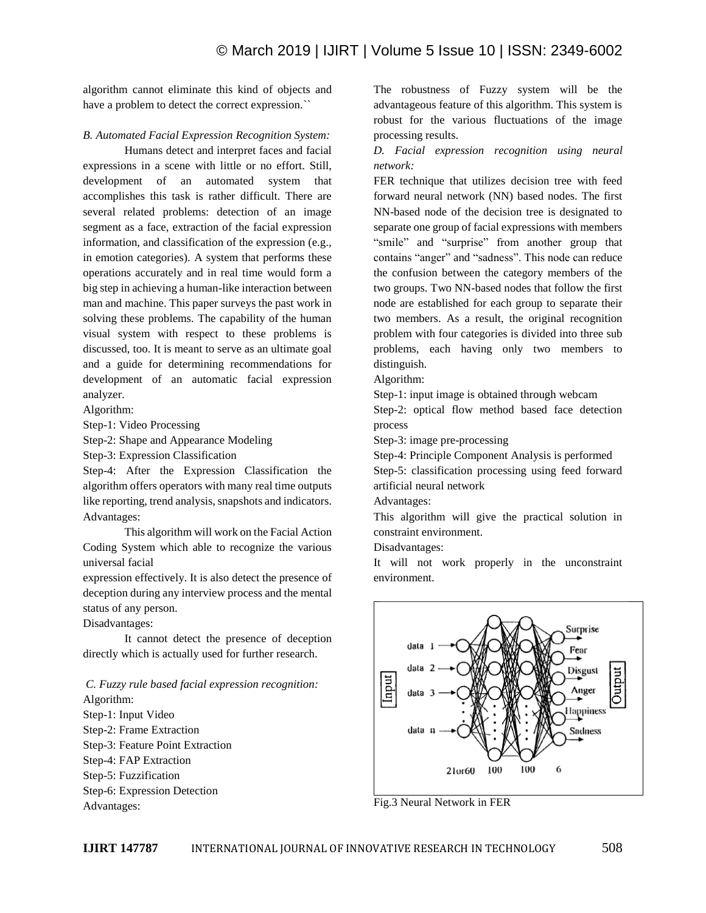algorithm cannot eliminate this kind of objects and have a problem to detect the correct expression.``

*B. Automated Facial Expression Recognition System:*

Humans detect and interpret faces and facial expressions in a scene with little or no effort. Still, development of an automated system that accomplishes this task is rather difficult. There are several related problems: detection of an image segment as a face, extraction of the facial expression information, and classification of the expression (e.g., in emotion categories). A system that performs these operations accurately and in real time would form a big step in achieving a human-like interaction between man and machine. This paper surveys the past work in solving these problems. The capability of the human visual system with respect to these problems is discussed, too. It is meant to serve as an ultimate goal and a guide for determining recommendations for development of an automatic facial expression analyzer.

Algorithm:

Step-1: Video Processing

Step-2: Shape and Appearance Modeling

Step-3: Expression Classification

Step-4: After the Expression Classification the algorithm offers operators with many real time outputs like reporting, trend analysis, snapshots and indicators.

Advantages:

This algorithm will work on the Facial Action Coding System which able to recognize the various universal facial expression effectively. It is also detect the presence of deception during any interview process and the mental status of any person.

Disadvantages:

It cannot detect the presence of deception directly which is actually used for further research.

*C. Fuzzy rule based facial expression recognition:*

Algorithm:

Step-1: Input Video

Step-2: Frame Extraction

Step-3: Feature Point Extraction

Step-4: FAP Extraction

Step-5: Fuzzification

Step-6: Expression Detection

Advantages:

The robustness of Fuzzy system will be the advantageous feature of this algorithm. This system is robust for the various fluctuations of the image processing results.

*D. Facial expression recognition using neural network:*

FER technique that utilizes decision tree with feed forward neural network (NN) based nodes. The first NN-based node of the decision tree is designated to separate one group of facial expressions with members "smile" and "surprise" from another group that contains "anger" and "sadness". This node can reduce the confusion between the category members of the two groups. Two NN-based nodes that follow the first node are established for each group to separate their two members. As a result, the original recognition problem with four categories is divided into three sub problems, each having only two members to distinguish.

Algorithm:

Step-1: input image is obtained through webcam

Step-2: optical flow method based face detection process

Step-3: image pre-processing

Step-4: Principle Component Analysis is performed

Step-5: classification processing using feed forward artificial neural network

Advantages:

This algorithm will give the practical solution in constraint environment.

Disadvantages:

It will not work properly in the unconstraint environment.

Input

data 1

data 2

data 3

data n

21or60

100

100

6

Surprise

Fear

Disgust

Anger

Happiness

Sadness

Output

Fig.3 Neural Network in FER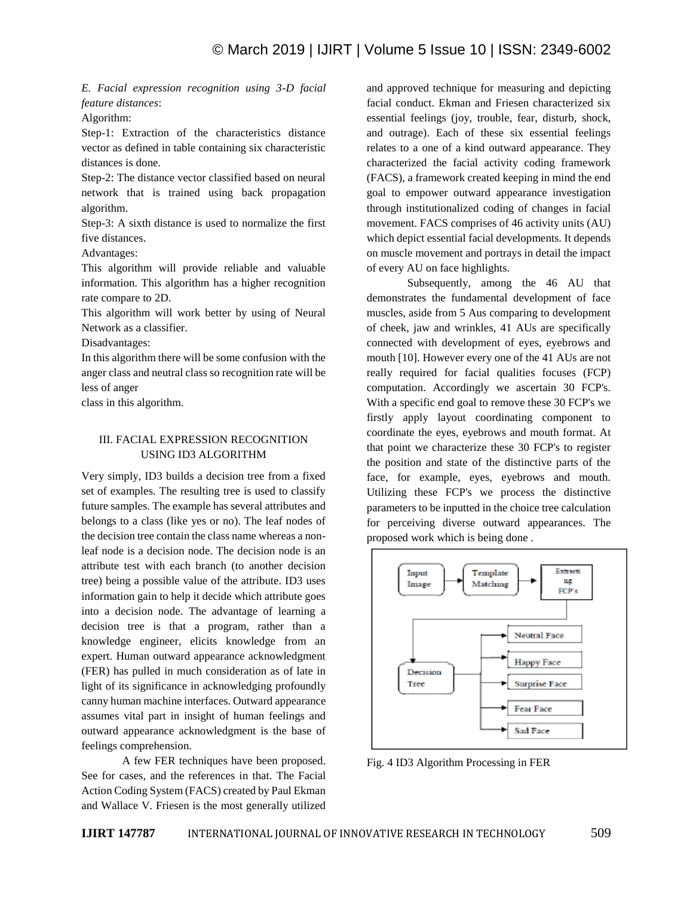*E. Facial expression recognition using 3-D facial feature distances*:

Algorithm:

Step-1: Extraction of the characteristics distance vector as defined in table containing six characteristic distances is done.

Step-2: The distance vector classified based on neural network that is trained using back propagation algorithm.

Step-3: A sixth distance is used to normalize the first five distances.

Advantages:

This algorithm will provide reliable and valuable information. This algorithm has a higher recognition rate compare to 2D.

This algorithm will work better by using of Neural Network as a classifier.

Disadvantages:

In this algorithm there will be some confusion with the anger class and neutral class so recognition rate will be less of anger class in this algorithm.

## III. FACIAL EXPRESSION RECOGNITION USING ID3 ALGORITHM

Very simply, ID3 builds a decision tree from a fixed set of examples. The resulting tree is used to classify future samples. The example has several attributes and belongs to a class (like yes or no). The leaf nodes of the decision tree contain the class name whereas a non-leaf node is a decision node. The decision node is an attribute test with each branch (to another decision tree) being a possible value of the attribute. ID3 uses information gain to help it decide which attribute goes into a decision node. The advantage of learning a decision tree is that a program, rather than a knowledge engineer, elicits knowledge from an expert. Human outward appearance acknowledgment (FER) has pulled in much consideration as of late in light of its significance in acknowledging profoundly canny human machine interfaces. Outward appearance assumes vital part in insight of human feelings and outward appearance acknowledgment is the base of feelings comprehension.

A few FER techniques have been proposed. See for cases, and the references in that. The Facial Action Coding System (FACS) created by Paul Ekman and Wallace V. Friesen is the most generally utilized and approved technique for measuring and depicting facial conduct. Ekman and Friesen characterized six essential feelings (joy, trouble, fear, disturb, shock, and outrage). Each of these six essential feelings relates to a one of a kind outward appearance. They characterized the facial activity coding framework (FACS), a framework created keeping in mind the end goal to empower outward appearance investigation through institutionalized coding of changes in facial movement. FACS comprises of 46 activity units (AU) which depict essential facial developments. It depends on muscle movement and portrays in detail the impact of every AU on face highlights.

Subsequently, among the 46 AU that demonstrates the fundamental development of face muscles, aside from 5 Aus comparing to development of cheek, jaw and wrinkles, 41 AUs are specifically connected with development of eyes, eyebrows and mouth [10]. However every one of the 41 AUs are not really required for facial qualities focuses (FCP) computation. Accordingly we ascertain 30 FCP's. With a specific end goal to remove these 30 FCP's we firstly apply layout coordinating component to coordinate the eyes, eyebrows and mouth format. At that point we characterize these 30 FCP's to register the position and state of the distinctive parts of the face, for example, eyes, eyebrows and mouth. Utilizing these FCP's we process the distinctive parameters to be inputted in the choice tree calculation for perceiving diverse outward appearances. The proposed work which is being done .

Input Image
Template Matching
Extracting FCP's
Decision Tree
Neutral Face
Happy Face
Surprise Face
Fear Face
Sad Face

Fig. 4 ID3 Algorithm Processing in FER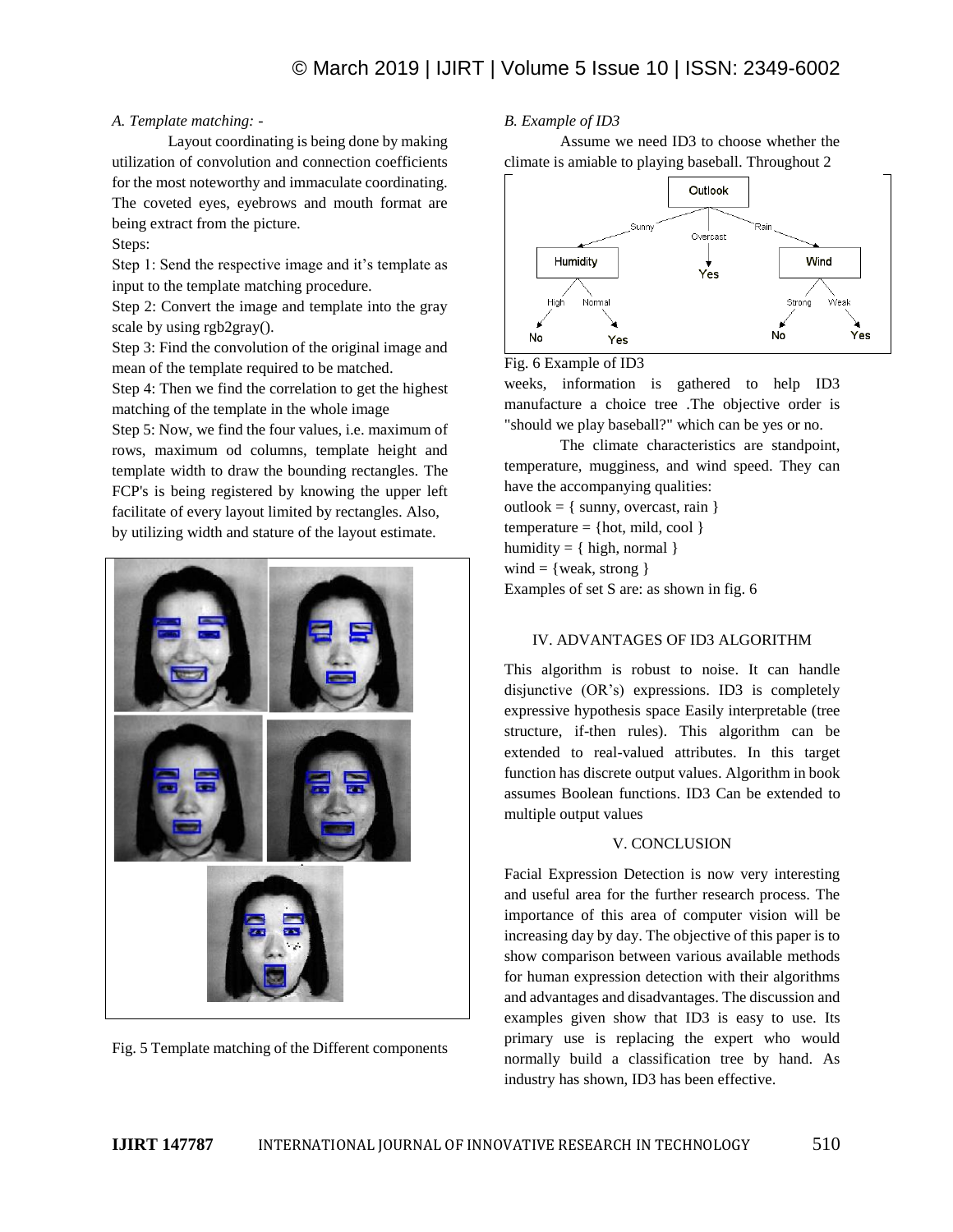### A. Template matching: -

Layout coordinating is being done by making utilization of convolution and connection coefficients for the most noteworthy and immaculate coordinating. The coveted eyes, eyebrows and mouth format are being extract from the picture.

Steps:

Step 1: Send the respective image and it's template as input to the template matching procedure.

Step 2: Convert the image and template into the gray scale by using rgb2gray().

Step 3: Find the convolution of the original image and mean of the template required to be matched.

Step 4: Then we find the correlation to get the highest matching of the template in the whole image

Step 5: Now, we find the four values, i.e. maximum of rows, maximum od columns, template height and template width to draw the bounding rectangles. The FCP's is being registered by knowing the upper left facilitate of every layout limited by rectangles. Also, by utilizing width and stature of the layout estimate.

Fig. 5 Template matching of the Different components

### B. Example of ID3

Assume we need ID3 to choose whether the climate is amiable to playing baseball. Throughout 2 weeks, information is gathered to help ID3 manufacture a choice tree .The objective order is "should we play baseball?" which can be yes or no.

Outlook
Sunny
Overcast
Rain
Humidity
Yes
Wind
High
Normal
Strong
Weak
No
Yes
No
Yes

Fig. 6 Example of ID3

The climate characteristics are standpoint, temperature, mugginess, and wind speed. They can have the accompanying qualities:

outlook = { sunny, overcast, rain }
temperature = {hot, mild, cool }
humidity = { high, normal }
wind = {weak, strong }

Examples of set S are: as shown in fig. 6

## IV. ADVANTAGES OF ID3 ALGORITHM

This algorithm is robust to noise. It can handle disjunctive (OR's) expressions. ID3 is completely expressive hypothesis space Easily interpretable (tree structure, if-then rules). This algorithm can be extended to real-valued attributes. In this target function has discrete output values. Algorithm in book assumes Boolean functions. ID3 Can be extended to multiple output values

## V. CONCLUSION

Facial Expression Detection is now very interesting and useful area for the further research process. The importance of this area of computer vision will be increasing day by day. The objective of this paper is to show comparison between various available methods for human expression detection with their algorithms and advantages and disadvantages. The discussion and examples given show that ID3 is easy to use. Its primary use is replacing the expert who would normally build a classification tree by hand. As industry has shown, ID3 has been effective.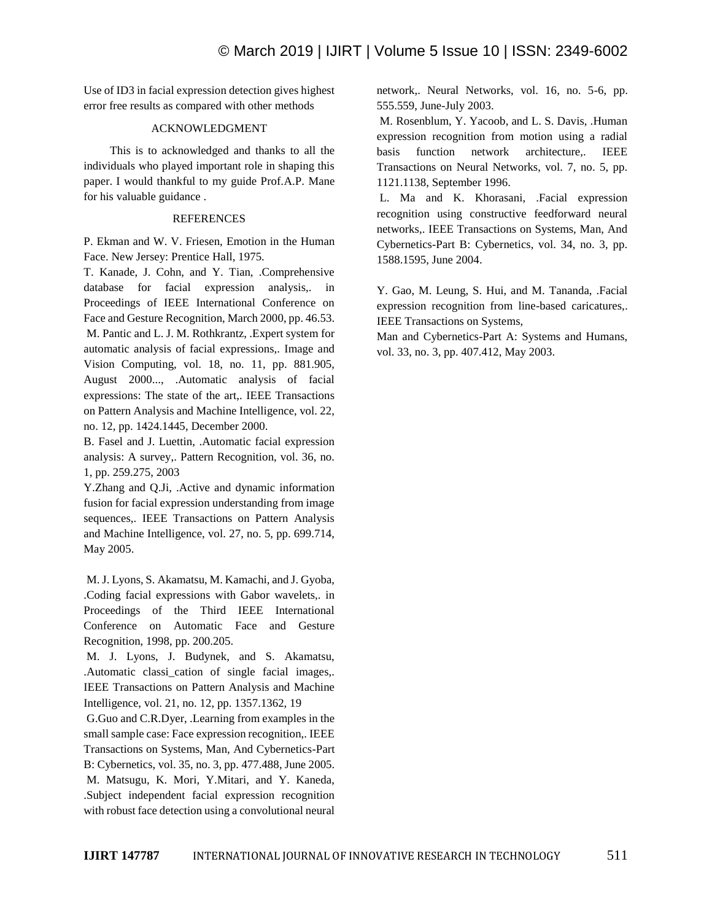Use of ID3 in facial expression detection gives highest error free results as compared with other methods

## ACKNOWLEDGMENT

This is to acknowledged and thanks to all the individuals who played important role in shaping this paper. I would thankful to my guide Prof.A.P. Mane for his valuable guidance .

## REFERENCES

P. Ekman and W. V. Friesen, Emotion in the Human Face. New Jersey: Prentice Hall, 1975.

T. Kanade, J. Cohn, and Y. Tian, .Comprehensive database for facial expression analysis,. in Proceedings of IEEE International Conference on Face and Gesture Recognition, March 2000, pp. 46.53.

M. Pantic and L. J. M. Rothkrantz, .Expert system for automatic analysis of facial expressions,. Image and Vision Computing, vol. 18, no. 11, pp. 881.905, August 2000..., .Automatic analysis of facial expressions: The state of the art,. IEEE Transactions on Pattern Analysis and Machine Intelligence, vol. 22, no. 12, pp. 1424.1445, December 2000.

B. Fasel and J. Luettin, .Automatic facial expression analysis: A survey,. Pattern Recognition, vol. 36, no. 1, pp. 259.275, 2003

Y.Zhang and Q.Ji, .Active and dynamic information fusion for facial expression understanding from image sequences,. IEEE Transactions on Pattern Analysis and Machine Intelligence, vol. 27, no. 5, pp. 699.714, May 2005.

M. J. Lyons, S. Akamatsu, M. Kamachi, and J. Gyoba, .Coding facial expressions with Gabor wavelets,. in Proceedings of the Third IEEE International Conference on Automatic Face and Gesture Recognition, 1998, pp. 200.205.

M. J. Lyons, J. Budynek, and S. Akamatsu, .Automatic classi_cation of single facial images,. IEEE Transactions on Pattern Analysis and Machine Intelligence, vol. 21, no. 12, pp. 1357.1362, 19

G.Guo and C.R.Dyer, .Learning from examples in the small sample case: Face expression recognition,. IEEE Transactions on Systems, Man, And Cybernetics-Part B: Cybernetics, vol. 35, no. 3, pp. 477.488, June 2005.

M. Matsugu, K. Mori, Y.Mitari, and Y. Kaneda, .Subject independent facial expression recognition with robust face detection using a convolutional neural network,. Neural Networks, vol. 16, no. 5-6, pp. 555.559, June-July 2003.

M. Rosenblum, Y. Yacoob, and L. S. Davis, .Human expression recognition from motion using a radial basis function network architecture,. IEEE Transactions on Neural Networks, vol. 7, no. 5, pp. 1121.1138, September 1996.

L. Ma and K. Khorasani, .Facial expression recognition using constructive feedforward neural networks,. IEEE Transactions on Systems, Man, And Cybernetics-Part B: Cybernetics, vol. 34, no. 3, pp. 1588.1595, June 2004.

Y. Gao, M. Leung, S. Hui, and M. Tananda, .Facial expression recognition from line-based caricatures,. IEEE Transactions on Systems,

Man and Cybernetics-Part A: Systems and Humans, vol. 33, no. 3, pp. 407.412, May 2003.